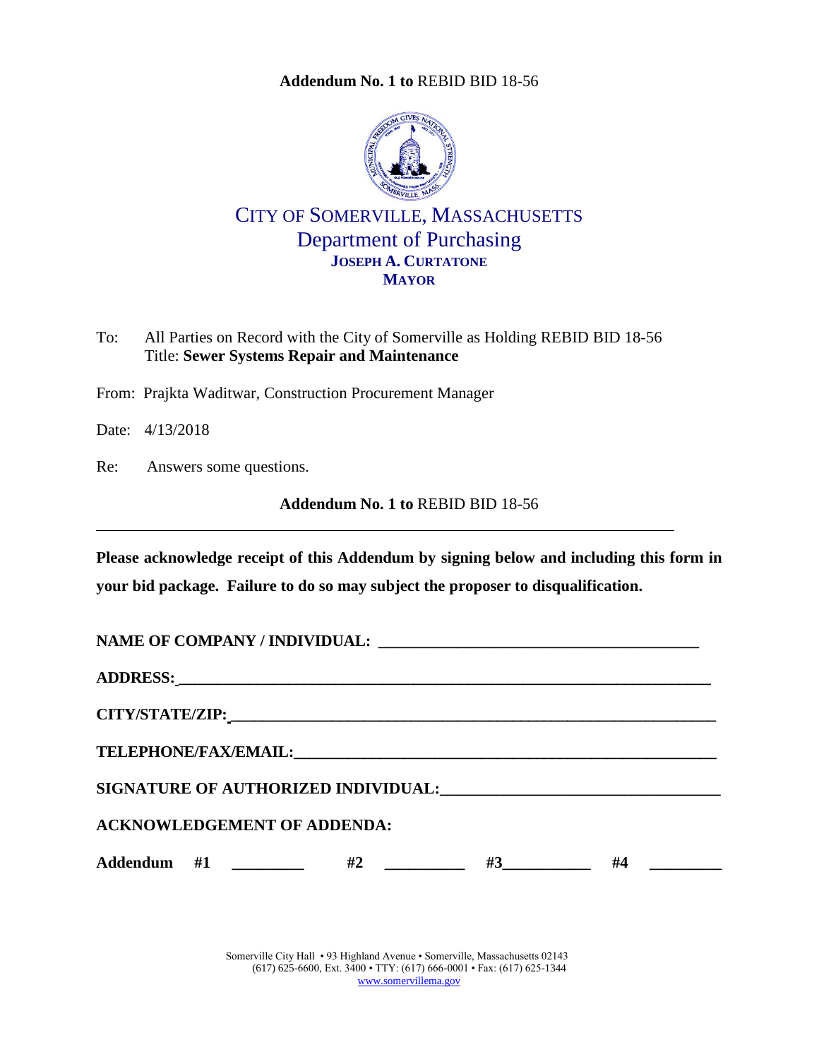**Addendum No. 1 to** REBID BID 18-56

# CITY OF SOMERVILLE, MASSACHUSETTS
## Department of Purchasing
**JOSEPH A. CURTATONE**
**MAYOR**

To: All Parties on Record with the City of Somerville as Holding REBID BID 18-56
Title: **Sewer Systems Repair and Maintenance**

From: Prajkta Waditwar, Construction Procurement Manager

Date: 4/13/2018

Re: Answers some questions.

**Addendum No. 1 to** REBID BID 18-56

---

**Please acknowledge receipt of this Addendum by signing below and including this form in your bid package. Failure to do so may subject the proposer to disqualification.**

**NAME OF COMPANY / INDIVIDUAL:** ________________________________________

**ADDRESS:** ______________________________________________________________

**CITY/STATE/ZIP:** ________________________________________________________

**TELEPHONE/FAX/EMAIL:** __________________________________________________

**SIGNATURE OF AUTHORIZED INDIVIDUAL:** _________________________________

**ACKNOWLEDGEMENT OF ADDENDA:**

**Addendum #1** _________ **#2** __________ **#3** ___________ **#4** _________

Somerville City Hall • 93 Highland Avenue • Somerville, Massachusetts 02143
(617) 625-6600, Ext. 3400 • TTY: (617) 666-0001 • Fax: (617) 625-1344
www.somervillema.gov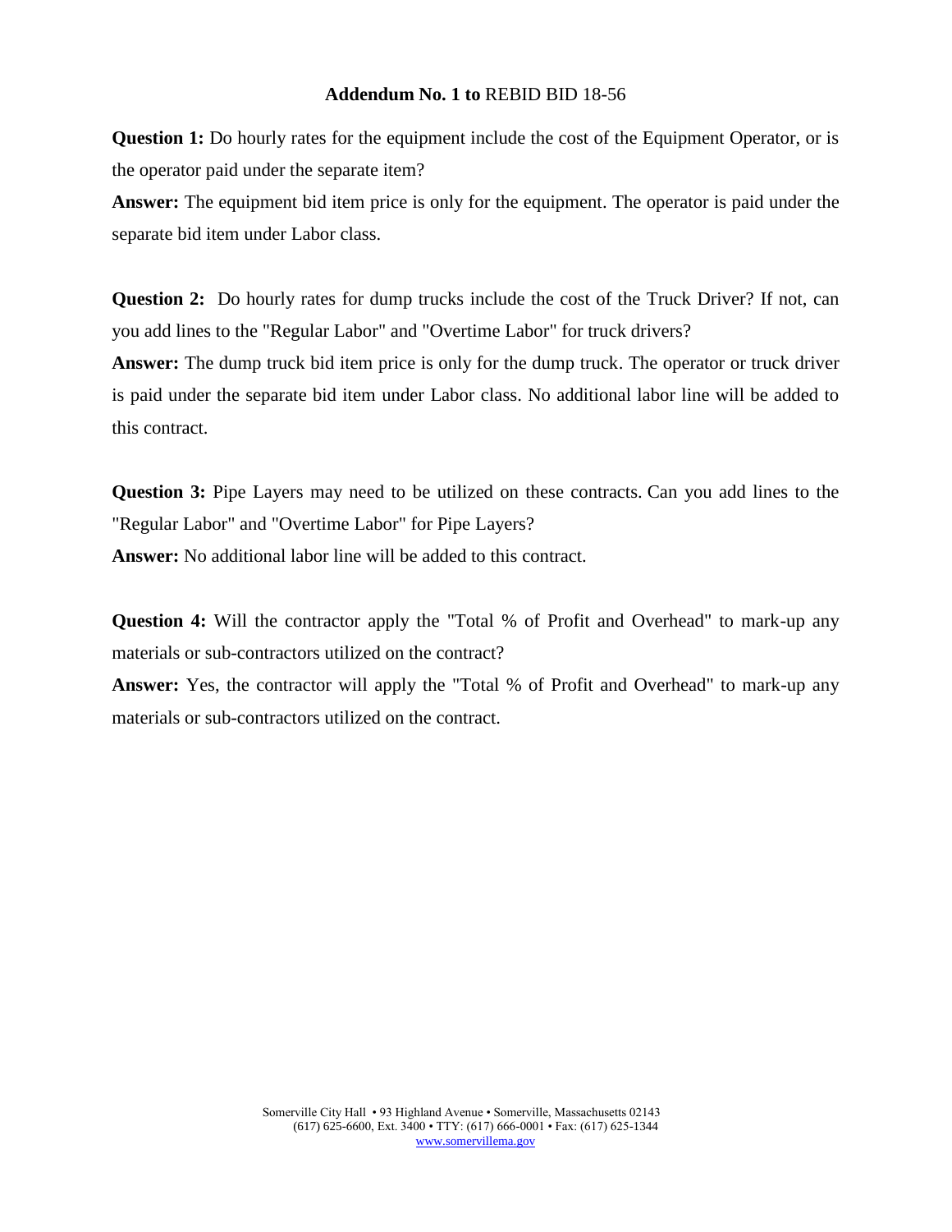**Addendum No. 1 to** REBID BID 18-56

**Question 1:** Do hourly rates for the equipment include the cost of the Equipment Operator, or is the operator paid under the separate item?

**Answer:** The equipment bid item price is only for the equipment. The operator is paid under the separate bid item under Labor class.

**Question 2:** Do hourly rates for dump trucks include the cost of the Truck Driver? If not, can you add lines to the "Regular Labor" and "Overtime Labor" for truck drivers?

**Answer:** The dump truck bid item price is only for the dump truck. The operator or truck driver is paid under the separate bid item under Labor class. No additional labor line will be added to this contract.

**Question 3:** Pipe Layers may need to be utilized on these contracts. Can you add lines to the "Regular Labor" and "Overtime Labor" for Pipe Layers?

**Answer:** No additional labor line will be added to this contract.

**Question 4:** Will the contractor apply the "Total % of Profit and Overhead" to mark-up any materials or sub-contractors utilized on the contract?

**Answer:** Yes, the contractor will apply the "Total % of Profit and Overhead" to mark-up any materials or sub-contractors utilized on the contract.

Somerville City Hall • 93 Highland Avenue • Somerville, Massachusetts 02143
(617) 625-6600, Ext. 3400 • TTY: (617) 666-0001 • Fax: (617) 625-1344
www.somervillema.gov